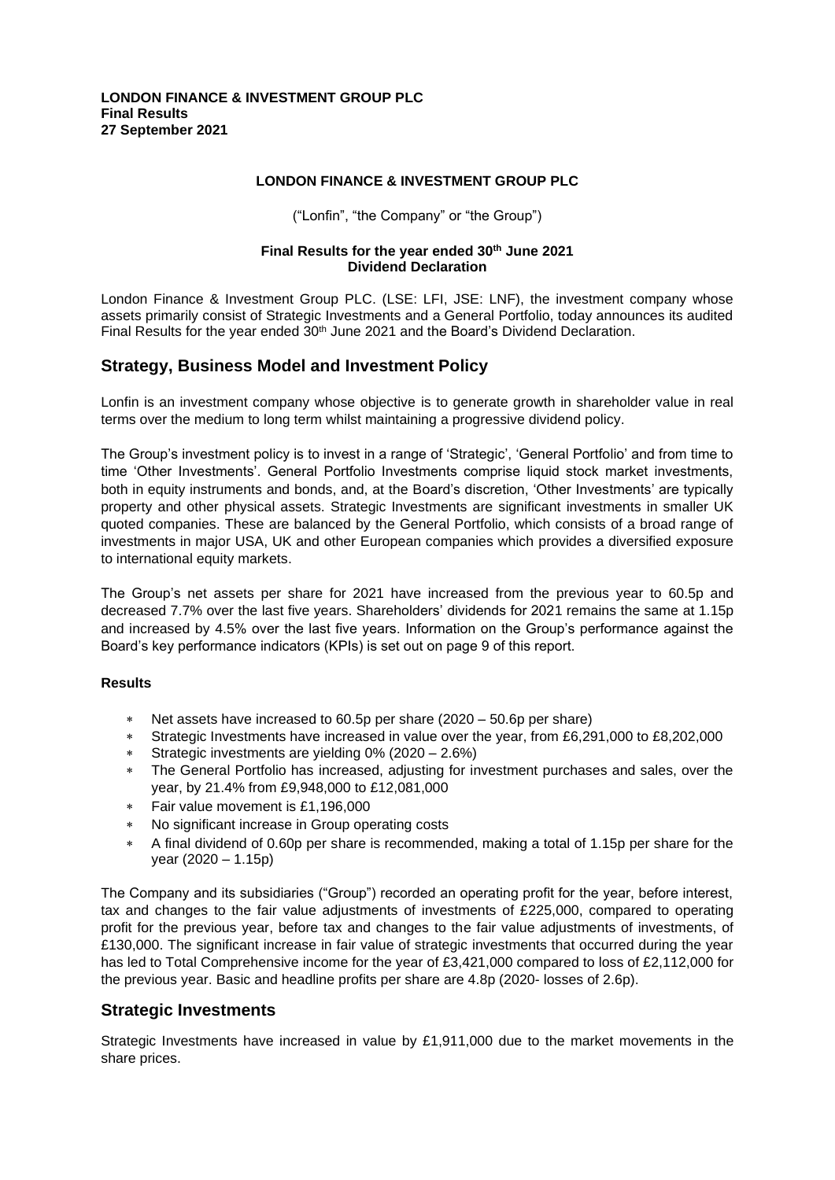**LONDON FINANCE & INVESTMENT GROUP PLC**
**Final Results**
**27 September 2021**

**LONDON FINANCE & INVESTMENT GROUP PLC**

("Lonfin", "the Company" or "the Group")

**Final Results for the year ended 30th June 2021**
**Dividend Declaration**

London Finance & Investment Group PLC. (LSE: LFI, JSE: LNF), the investment company whose assets primarily consist of Strategic Investments and a General Portfolio, today announces its audited Final Results for the year ended 30th June 2021 and the Board's Dividend Declaration.

## Strategy, Business Model and Investment Policy

Lonfin is an investment company whose objective is to generate growth in shareholder value in real terms over the medium to long term whilst maintaining a progressive dividend policy.

The Group's investment policy is to invest in a range of 'Strategic', 'General Portfolio' and from time to time 'Other Investments'. General Portfolio Investments comprise liquid stock market investments, both in equity instruments and bonds, and, at the Board's discretion, 'Other Investments' are typically property and other physical assets. Strategic Investments are significant investments in smaller UK quoted companies. These are balanced by the General Portfolio, which consists of a broad range of investments in major USA, UK and other European companies which provides a diversified exposure to international equity markets.

The Group's net assets per share for 2021 have increased from the previous year to 60.5p and decreased 7.7% over the last five years. Shareholders' dividends for 2021 remains the same at 1.15p and increased by 4.5% over the last five years. Information on the Group's performance against the Board's key performance indicators (KPIs) is set out on page 9 of this report.

**Results**

- Net assets have increased to 60.5p per share (2020 – 50.6p per share)
- Strategic Investments have increased in value over the year, from £6,291,000 to £8,202,000
- Strategic investments are yielding 0% (2020 – 2.6%)
- The General Portfolio has increased, adjusting for investment purchases and sales, over the year, by 21.4% from £9,948,000 to £12,081,000
- Fair value movement is £1,196,000
- No significant increase in Group operating costs
- A final dividend of 0.60p per share is recommended, making a total of 1.15p per share for the year (2020 – 1.15p)

The Company and its subsidiaries ("Group") recorded an operating profit for the year, before interest, tax and changes to the fair value adjustments of investments of £225,000, compared to operating profit for the previous year, before tax and changes to the fair value adjustments of investments, of £130,000. The significant increase in fair value of strategic investments that occurred during the year has led to Total Comprehensive income for the year of £3,421,000 compared to loss of £2,112,000 for the previous year. Basic and headline profits per share are 4.8p (2020- losses of 2.6p).

## Strategic Investments

Strategic Investments have increased in value by £1,911,000 due to the market movements in the share prices.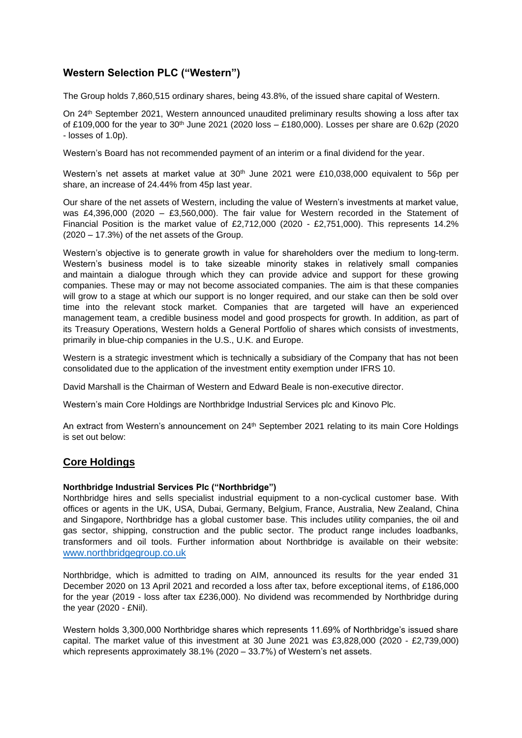## Western Selection PLC ("Western")

The Group holds 7,860,515 ordinary shares, being 43.8%, of the issued share capital of Western.

On 24th September 2021, Western announced unaudited preliminary results showing a loss after tax of £109,000 for the year to 30th June 2021 (2020 loss – £180,000). Losses per share are 0.62p (2020 - losses of 1.0p).

Western's Board has not recommended payment of an interim or a final dividend for the year.

Western's net assets at market value at 30th June 2021 were £10,038,000 equivalent to 56p per share, an increase of 24.44% from 45p last year.

Our share of the net assets of Western, including the value of Western's investments at market value, was £4,396,000 (2020 – £3,560,000). The fair value for Western recorded in the Statement of Financial Position is the market value of £2,712,000 (2020 - £2,751,000). This represents 14.2% (2020 – 17.3%) of the net assets of the Group.

Western's objective is to generate growth in value for shareholders over the medium to long-term. Western's business model is to take sizeable minority stakes in relatively small companies and maintain a dialogue through which they can provide advice and support for these growing companies. These may or may not become associated companies. The aim is that these companies will grow to a stage at which our support is no longer required, and our stake can then be sold over time into the relevant stock market. Companies that are targeted will have an experienced management team, a credible business model and good prospects for growth. In addition, as part of its Treasury Operations, Western holds a General Portfolio of shares which consists of investments, primarily in blue-chip companies in the U.S., U.K. and Europe.

Western is a strategic investment which is technically a subsidiary of the Company that has not been consolidated due to the application of the investment entity exemption under IFRS 10.

David Marshall is the Chairman of Western and Edward Beale is non-executive director.

Western's main Core Holdings are Northbridge Industrial Services plc and Kinovo Plc.

An extract from Western's announcement on 24th September 2021 relating to its main Core Holdings is set out below:

## Core Holdings

### Northbridge Industrial Services Plc ("Northbridge")

Northbridge hires and sells specialist industrial equipment to a non-cyclical customer base. With offices or agents in the UK, USA, Dubai, Germany, Belgium, France, Australia, New Zealand, China and Singapore, Northbridge has a global customer base. This includes utility companies, the oil and gas sector, shipping, construction and the public sector. The product range includes loadbanks, transformers and oil tools. Further information about Northbridge is available on their website: www.northbridgegroup.co.uk

Northbridge, which is admitted to trading on AIM, announced its results for the year ended 31 December 2020 on 13 April 2021 and recorded a loss after tax, before exceptional items, of £186,000 for the year (2019 - loss after tax £236,000). No dividend was recommended by Northbridge during the year (2020 - £Nil).

Western holds 3,300,000 Northbridge shares which represents 11.69% of Northbridge's issued share capital. The market value of this investment at 30 June 2021 was £3,828,000 (2020 - £2,739,000) which represents approximately 38.1% (2020 – 33.7%) of Western's net assets.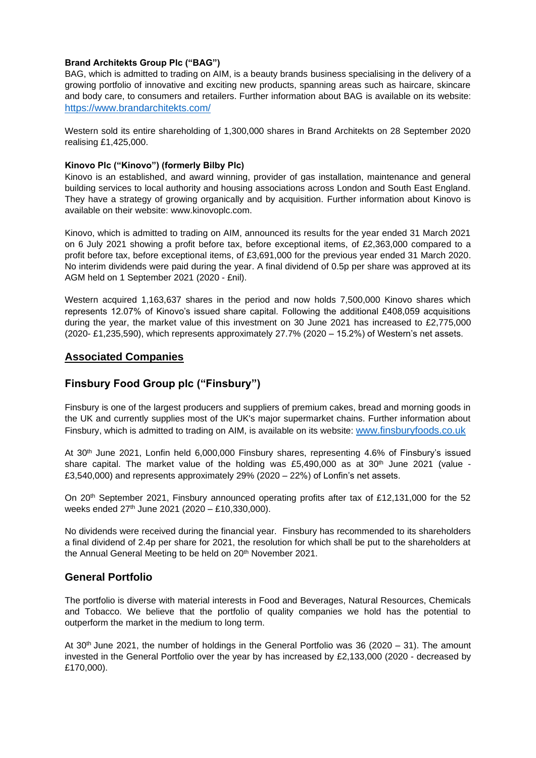**Brand Architekts Group Plc ("BAG")**

BAG, which is admitted to trading on AIM, is a beauty brands business specialising in the delivery of a growing portfolio of innovative and exciting new products, spanning areas such as haircare, skincare and body care, to consumers and retailers. Further information about BAG is available on its website: https://www.brandarchitekts.com/

Western sold its entire shareholding of 1,300,000 shares in Brand Architekts on 28 September 2020 realising £1,425,000.

**Kinovo Plc ("Kinovo") (formerly Bilby Plc)**

Kinovo is an established, and award winning, provider of gas installation, maintenance and general building services to local authority and housing associations across London and South East England. They have a strategy of growing organically and by acquisition. Further information about Kinovo is available on their website: www.kinovoplc.com.

Kinovo, which is admitted to trading on AIM, announced its results for the year ended 31 March 2021 on 6 July 2021 showing a profit before tax, before exceptional items, of £2,363,000 compared to a profit before tax, before exceptional items, of £3,691,000 for the previous year ended 31 March 2020. No interim dividends were paid during the year. A final dividend of 0.5p per share was approved at its AGM held on 1 September 2021 (2020 - £nil).

Western acquired 1,163,637 shares in the period and now holds 7,500,000 Kinovo shares which represents 12.07% of Kinovo's issued share capital. Following the additional £408,059 acquisitions during the year, the market value of this investment on 30 June 2021 has increased to £2,775,000 (2020- £1,235,590), which represents approximately 27.7% (2020 – 15.2%) of Western's net assets.

## Associated Companies

## Finsbury Food Group plc ("Finsbury")

Finsbury is one of the largest producers and suppliers of premium cakes, bread and morning goods in the UK and currently supplies most of the UK's major supermarket chains. Further information about Finsbury, which is admitted to trading on AIM, is available on its website: www.finsburyfoods.co.uk

At 30th June 2021, Lonfin held 6,000,000 Finsbury shares, representing 4.6% of Finsbury's issued share capital. The market value of the holding was £5,490,000 as at 30th June 2021 (value - £3,540,000) and represents approximately 29% (2020 – 22%) of Lonfin's net assets.

On 20th September 2021, Finsbury announced operating profits after tax of £12,131,000 for the 52 weeks ended 27th June 2021 (2020 – £10,330,000).

No dividends were received during the financial year. Finsbury has recommended to its shareholders a final dividend of 2.4p per share for 2021, the resolution for which shall be put to the shareholders at the Annual General Meeting to be held on 20th November 2021.

## General Portfolio

The portfolio is diverse with material interests in Food and Beverages, Natural Resources, Chemicals and Tobacco. We believe that the portfolio of quality companies we hold has the potential to outperform the market in the medium to long term.

At 30th June 2021, the number of holdings in the General Portfolio was 36 (2020 – 31). The amount invested in the General Portfolio over the year by has increased by £2,133,000 (2020 - decreased by £170,000).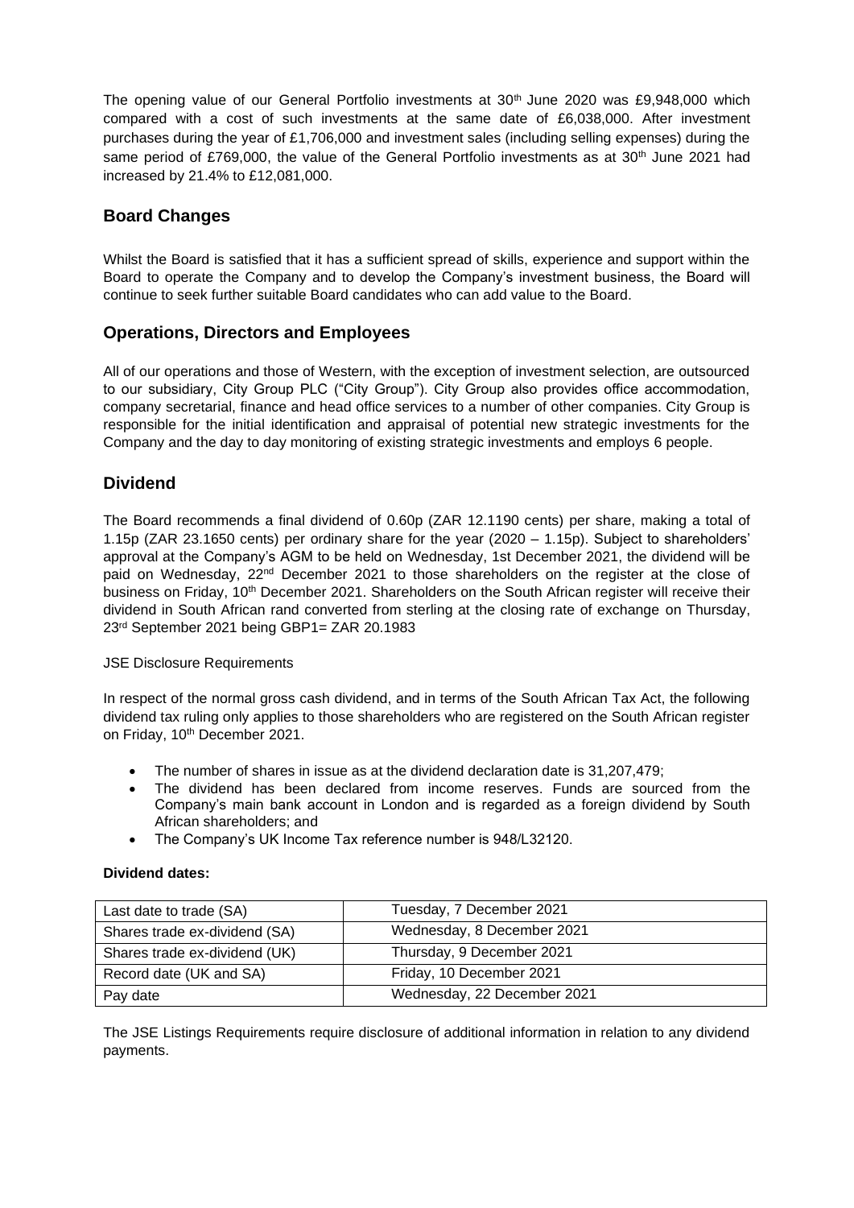The opening value of our General Portfolio investments at 30th June 2020 was £9,948,000 which compared with a cost of such investments at the same date of £6,038,000. After investment purchases during the year of £1,706,000 and investment sales (including selling expenses) during the same period of £769,000, the value of the General Portfolio investments as at 30th June 2021 had increased by 21.4% to £12,081,000.

## Board Changes

Whilst the Board is satisfied that it has a sufficient spread of skills, experience and support within the Board to operate the Company and to develop the Company's investment business, the Board will continue to seek further suitable Board candidates who can add value to the Board.

## Operations, Directors and Employees

All of our operations and those of Western, with the exception of investment selection, are outsourced to our subsidiary, City Group PLC ("City Group"). City Group also provides office accommodation, company secretarial, finance and head office services to a number of other companies. City Group is responsible for the initial identification and appraisal of potential new strategic investments for the Company and the day to day monitoring of existing strategic investments and employs 6 people.

## Dividend

The Board recommends a final dividend of 0.60p (ZAR 12.1190 cents) per share, making a total of 1.15p (ZAR 23.1650 cents) per ordinary share for the year (2020 – 1.15p). Subject to shareholders' approval at the Company's AGM to be held on Wednesday, 1st December 2021, the dividend will be paid on Wednesday, 22nd December 2021 to those shareholders on the register at the close of business on Friday, 10th December 2021. Shareholders on the South African register will receive their dividend in South African rand converted from sterling at the closing rate of exchange on Thursday, 23rd September 2021 being GBP1= ZAR 20.1983

JSE Disclosure Requirements

In respect of the normal gross cash dividend, and in terms of the South African Tax Act, the following dividend tax ruling only applies to those shareholders who are registered on the South African register on Friday, 10th December 2021.

- The number of shares in issue as at the dividend declaration date is 31,207,479;
- The dividend has been declared from income reserves. Funds are sourced from the Company's main bank account in London and is regarded as a foreign dividend by South African shareholders; and
- The Company's UK Income Tax reference number is 948/L32120.

**Dividend dates:**

| | |
|---|---|
| Last date to trade (SA) | Tuesday, 7 December 2021 |
| Shares trade ex-dividend (SA) | Wednesday, 8 December 2021 |
| Shares trade ex-dividend (UK) | Thursday, 9 December 2021 |
| Record date (UK and SA) | Friday, 10 December 2021 |
| Pay date | Wednesday, 22 December 2021 |

The JSE Listings Requirements require disclosure of additional information in relation to any dividend payments.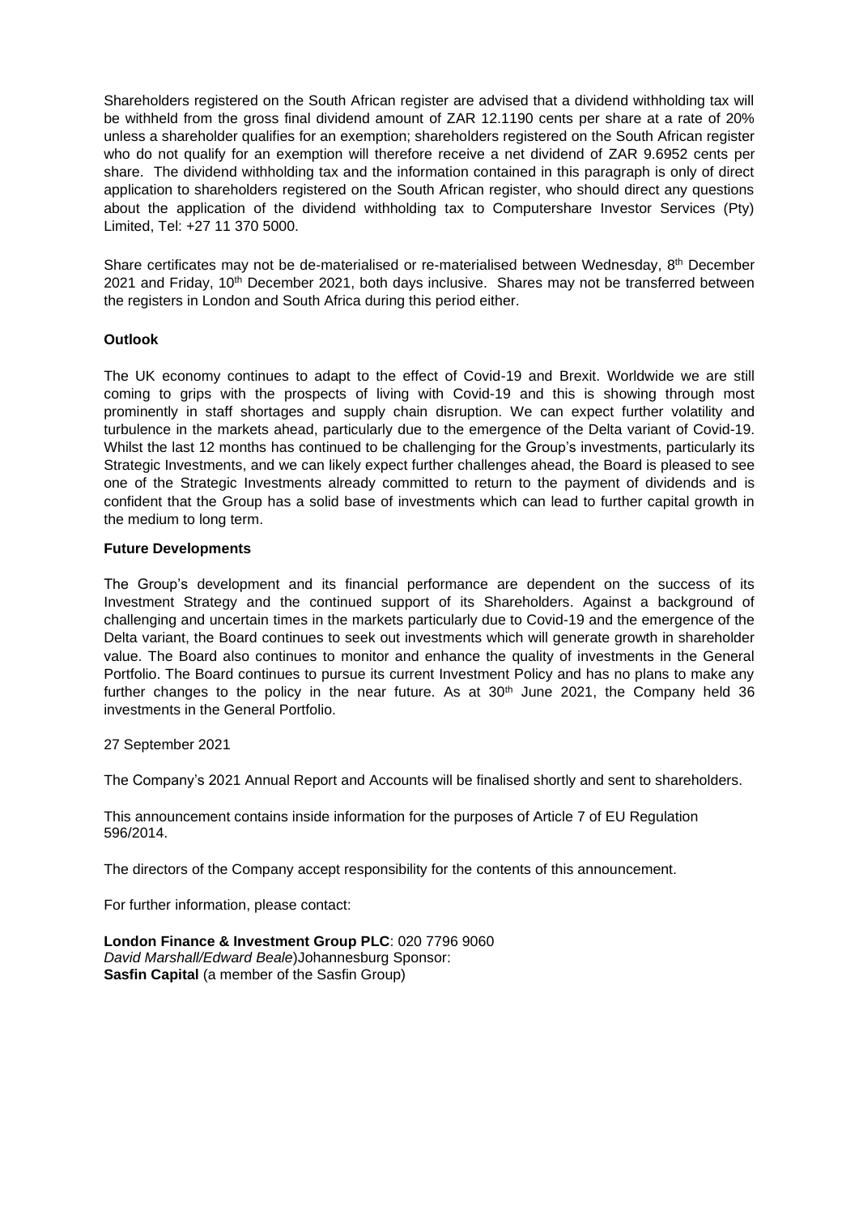Shareholders registered on the South African register are advised that a dividend withholding tax will be withheld from the gross final dividend amount of ZAR 12.1190 cents per share at a rate of 20% unless a shareholder qualifies for an exemption; shareholders registered on the South African register who do not qualify for an exemption will therefore receive a net dividend of ZAR 9.6952 cents per share. The dividend withholding tax and the information contained in this paragraph is only of direct application to shareholders registered on the South African register, who should direct any questions about the application of the dividend withholding tax to Computershare Investor Services (Pty) Limited, Tel: +27 11 370 5000.

Share certificates may not be de-materialised or re-materialised between Wednesday, 8th December 2021 and Friday, 10th December 2021, both days inclusive. Shares may not be transferred between the registers in London and South Africa during this period either.

**Outlook**

The UK economy continues to adapt to the effect of Covid-19 and Brexit. Worldwide we are still coming to grips with the prospects of living with Covid-19 and this is showing through most prominently in staff shortages and supply chain disruption. We can expect further volatility and turbulence in the markets ahead, particularly due to the emergence of the Delta variant of Covid-19. Whilst the last 12 months has continued to be challenging for the Group's investments, particularly its Strategic Investments, and we can likely expect further challenges ahead, the Board is pleased to see one of the Strategic Investments already committed to return to the payment of dividends and is confident that the Group has a solid base of investments which can lead to further capital growth in the medium to long term.

**Future Developments**

The Group's development and its financial performance are dependent on the success of its Investment Strategy and the continued support of its Shareholders. Against a background of challenging and uncertain times in the markets particularly due to Covid-19 and the emergence of the Delta variant, the Board continues to seek out investments which will generate growth in shareholder value. The Board also continues to monitor and enhance the quality of investments in the General Portfolio. The Board continues to pursue its current Investment Policy and has no plans to make any further changes to the policy in the near future. As at 30th June 2021, the Company held 36 investments in the General Portfolio.

27 September 2021

The Company's 2021 Annual Report and Accounts will be finalised shortly and sent to shareholders.

This announcement contains inside information for the purposes of Article 7 of EU Regulation 596/2014.

The directors of the Company accept responsibility for the contents of this announcement.

For further information, please contact:

**London Finance & Investment Group PLC**: 020 7796 9060
*David Marshall/Edward Beale*)Johannesburg Sponsor:
**Sasfin Capital** (a member of the Sasfin Group)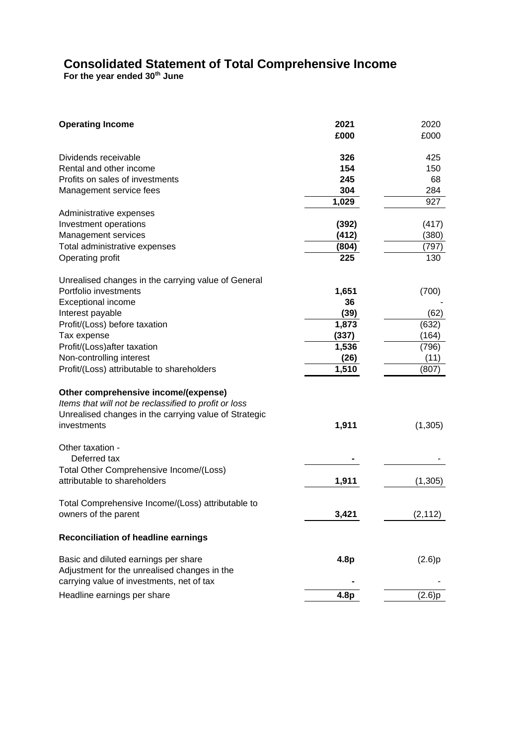# Consolidated Statement of Total Comprehensive Income

**For the year ended 30th June**

| **Operating Income** | **2021** | 2020 |
|---|---|---|
| | **£000** | £000 |
| Dividends receivable | **326** | 425 |
| Rental and other income | **154** | 150 |
| Profits on sales of investments | **245** | 68 |
| Management service fees | **304** | 284 |
| | **1,029** | 927 |
| Administrative expenses | | |
| Investment operations | **(392)** | (417) |
| Management services | **(412)** | (380) |
| Total administrative expenses | **(804)** | (797) |
| Operating profit | **225** | 130 |
| | | |
| Unrealised changes in the carrying value of General Portfolio investments | **1,651** | (700) |
| Exceptional income | **36** | - |
| Interest payable | **(39)** | (62) |
| Profit/(Loss) before taxation | **1,873** | (632) |
| Tax expense | **(337)** | (164) |
| Profit/(Loss)after taxation | **1,536** | (796) |
| Non-controlling interest | **(26)** | (11) |
| Profit/(Loss) attributable to shareholders | **1,510** | (807) |
| | | |
| **Other comprehensive income/(expense)** | | |
| *Items that will not be reclassified to profit or loss* | | |
| Unrealised changes in the carrying value of Strategic investments | **1,911** | (1,305) |
| | | |
| Other taxation - | | |
| Deferred tax | **-** | - |
| Total Other Comprehensive Income/(Loss) attributable to shareholders | **1,911** | (1,305) |
| | | |
| Total Comprehensive Income/(Loss) attributable to owners of the parent | **3,421** | (2,112) |
| | | |
| **Reconciliation of headline earnings** | | |
| | | |
| Basic and diluted earnings per share | **4.8p** | (2.6)p |
| Adjustment for the unrealised changes in the carrying value of investments, net of tax | **-** | - |
| Headline earnings per share | **4.8p** | (2.6)p |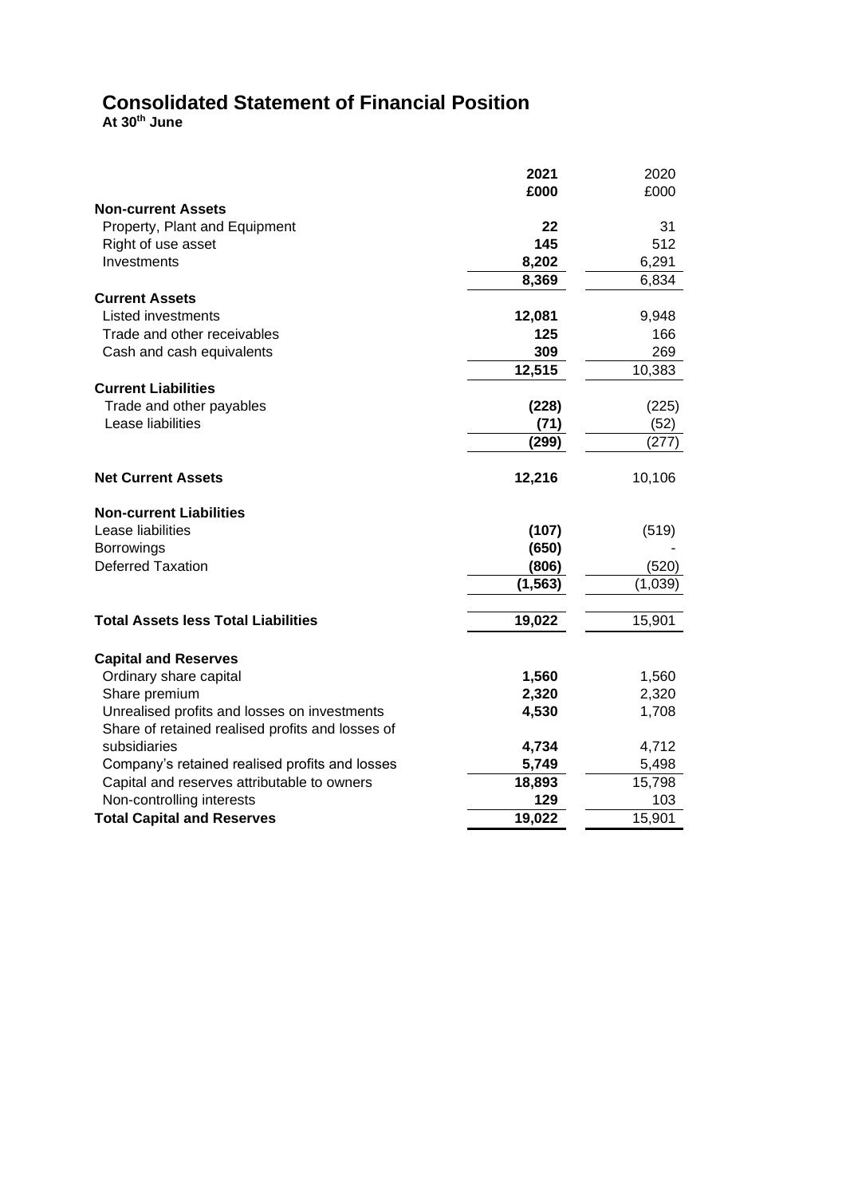# Consolidated Statement of Financial Position

**At 30th June**

| | 2021 | 2020 |
|---|---|---|
| | £000 | £000 |
| **Non-current Assets** | | |
| Property, Plant and Equipment | **22** | 31 |
| Right of use asset | **145** | 512 |
| Investments | **8,202** | 6,291 |
| | **8,369** | 6,834 |
| **Current Assets** | | |
| Listed investments | **12,081** | 9,948 |
| Trade and other receivables | **125** | 166 |
| Cash and cash equivalents | **309** | 269 |
| | **12,515** | 10,383 |
| **Current Liabilities** | | |
| Trade and other payables | **(228)** | (225) |
| Lease liabilities | **(71)** | (52) |
| | **(299)** | (277) |
| **Net Current Assets** | **12,216** | 10,106 |
| **Non-current Liabilities** | | |
| Lease liabilities | **(107)** | (519) |
| Borrowings | **(650)** | - |
| Deferred Taxation | **(806)** | (520) |
| | **(1,563)** | (1,039) |
| **Total Assets less Total Liabilities** | **19,022** | 15,901 |
| **Capital and Reserves** | | |
| Ordinary share capital | **1,560** | 1,560 |
| Share premium | **2,320** | 2,320 |
| Unrealised profits and losses on investments | **4,530** | 1,708 |
| Share of retained realised profits and losses of subsidiaries | **4,734** | 4,712 |
| Company's retained realised profits and losses | **5,749** | 5,498 |
| Capital and reserves attributable to owners | **18,893** | 15,798 |
| Non-controlling interests | **129** | 103 |
| **Total Capital and Reserves** | **19,022** | 15,901 |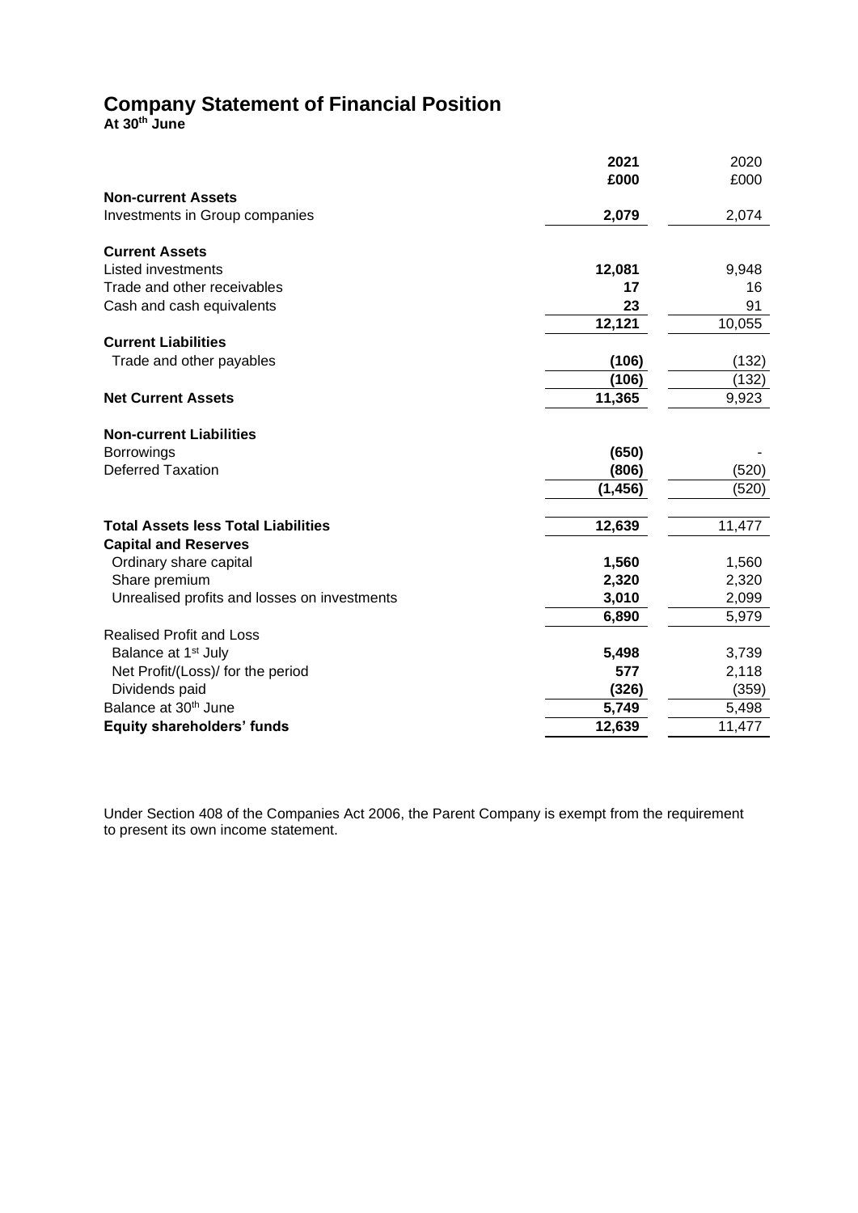# Company Statement of Financial Position

**At 30th June**

| | **2021** | 2020 |
|---|---|---|
| | **£000** | £000 |
| **Non-current Assets** | | |
| Investments in Group companies | **2,079** | 2,074 |
| | | |
| **Current Assets** | | |
| Listed investments | **12,081** | 9,948 |
| Trade and other receivables | **17** | 16 |
| Cash and cash equivalents | **23** | 91 |
| | **12,121** | 10,055 |
| **Current Liabilities** | | |
| Trade and other payables | **(106)** | (132) |
| | **(106)** | (132) |
| **Net Current Assets** | **11,365** | 9,923 |
| | | |
| **Non-current Liabilities** | | |
| Borrowings | **(650)** | - |
| Deferred Taxation | **(806)** | (520) |
| | **(1,456)** | (520) |
| | | |
| **Total Assets less Total Liabilities** | **12,639** | 11,477 |
| **Capital and Reserves** | | |
| Ordinary share capital | **1,560** | 1,560 |
| Share premium | **2,320** | 2,320 |
| Unrealised profits and losses on investments | **3,010** | 2,099 |
| | **6,890** | 5,979 |
| Realised Profit and Loss | | |
| Balance at 1st July | **5,498** | 3,739 |
| Net Profit/(Loss)/ for the period | **577** | 2,118 |
| Dividends paid | **(326)** | (359) |
| Balance at 30th June | **5,749** | 5,498 |
| **Equity shareholders' funds** | **12,639** | 11,477 |

Under Section 408 of the Companies Act 2006, the Parent Company is exempt from the requirement to present its own income statement.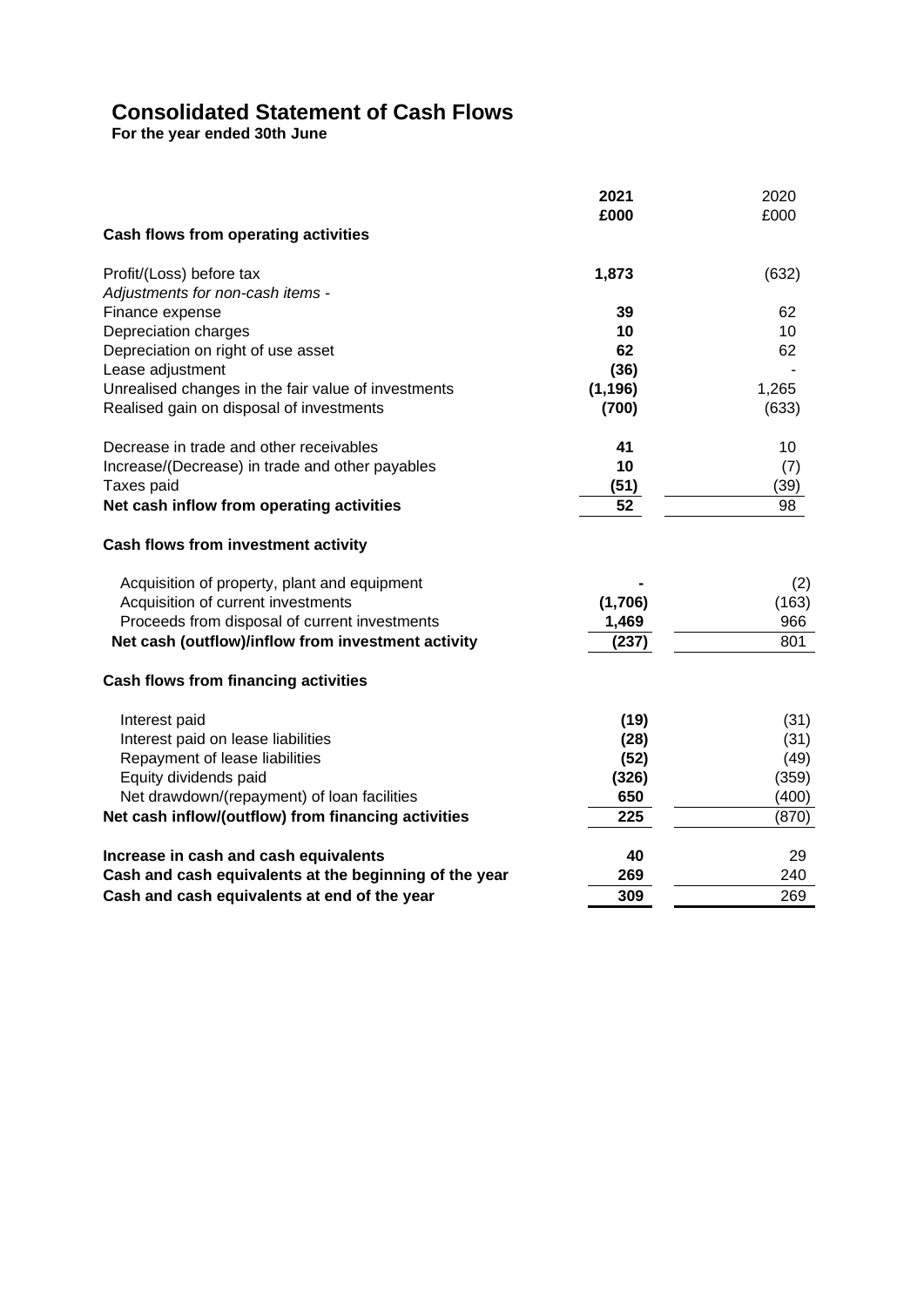# Consolidated Statement of Cash Flows

**For the year ended 30th June**

| | **2021** | 2020 |
|---|---|---|
| | **£000** | £000 |
| **Cash flows from operating activities** | | |
| Profit/(Loss) before tax | **1,873** | (632) |
| *Adjustments for non-cash items -* | | |
| Finance expense | **39** | 62 |
| Depreciation charges | **10** | 10 |
| Depreciation on right of use asset | **62** | 62 |
| Lease adjustment | **(36)** | - |
| Unrealised changes in the fair value of investments | **(1,196)** | 1,265 |
| Realised gain on disposal of investments | **(700)** | (633) |
| Decrease in trade and other receivables | **41** | 10 |
| Increase/(Decrease) in trade and other payables | **10** | (7) |
| Taxes paid | **(51)** | (39) |
| **Net cash inflow from operating activities** | **52** | 98 |
| **Cash flows from investment activity** | | |
| Acquisition of property, plant and equipment | **-** | (2) |
| Acquisition of current investments | **(1,706)** | (163) |
| Proceeds from disposal of current investments | **1,469** | 966 |
| **Net cash (outflow)/inflow from investment activity** | **(237)** | 801 |
| **Cash flows from financing activities** | | |
| Interest paid | **(19)** | (31) |
| Interest paid on lease liabilities | **(28)** | (31) |
| Repayment of lease liabilities | **(52)** | (49) |
| Equity dividends paid | **(326)** | (359) |
| Net drawdown/(repayment) of loan facilities | **650** | (400) |
| **Net cash inflow/(outflow) from financing activities** | **225** | (870) |
| **Increase in cash and cash equivalents** | **40** | 29 |
| **Cash and cash equivalents at the beginning of the year** | **269** | 240 |
| **Cash and cash equivalents at end of the year** | **309** | 269 |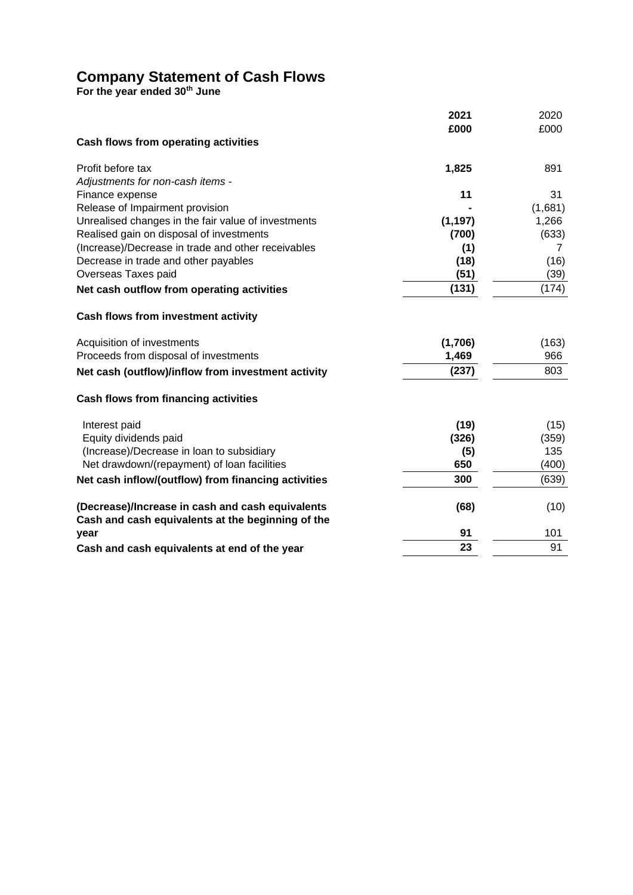# Company Statement of Cash Flows

**For the year ended 30th June**

| | **2021** | 2020 |
|---|---|---|
| | **£000** | £000 |
| **Cash flows from operating activities** | | |
| Profit before tax | **1,825** | 891 |
| *Adjustments for non-cash items -* | | |
| Finance expense | **11** | 31 |
| Release of Impairment provision | **-** | (1,681) |
| Unrealised changes in the fair value of investments | **(1,197)** | 1,266 |
| Realised gain on disposal of investments | **(700)** | (633) |
| (Increase)/Decrease in trade and other receivables | **(1)** | 7 |
| Decrease in trade and other payables | **(18)** | (16) |
| Overseas Taxes paid | **(51)** | (39) |
| **Net cash outflow from operating activities** | **(131)** | (174) |
| **Cash flows from investment activity** | | |
| Acquisition of investments | **(1,706)** | (163) |
| Proceeds from disposal of investments | **1,469** | 966 |
| **Net cash (outflow)/inflow from investment activity** | **(237)** | 803 |
| **Cash flows from financing activities** | | |
| Interest paid | **(19)** | (15) |
| Equity dividends paid | **(326)** | (359) |
| (Increase)/Decrease in loan to subsidiary | **(5)** | 135 |
| Net drawdown/(repayment) of loan facilities | **650** | (400) |
| **Net cash inflow/(outflow) from financing activities** | **300** | (639) |
| **(Decrease)/Increase in cash and cash equivalents** | **(68)** | (10) |
| **Cash and cash equivalents at the beginning of the year** | **91** | 101 |
| **Cash and cash equivalents at end of the year** | **23** | 91 |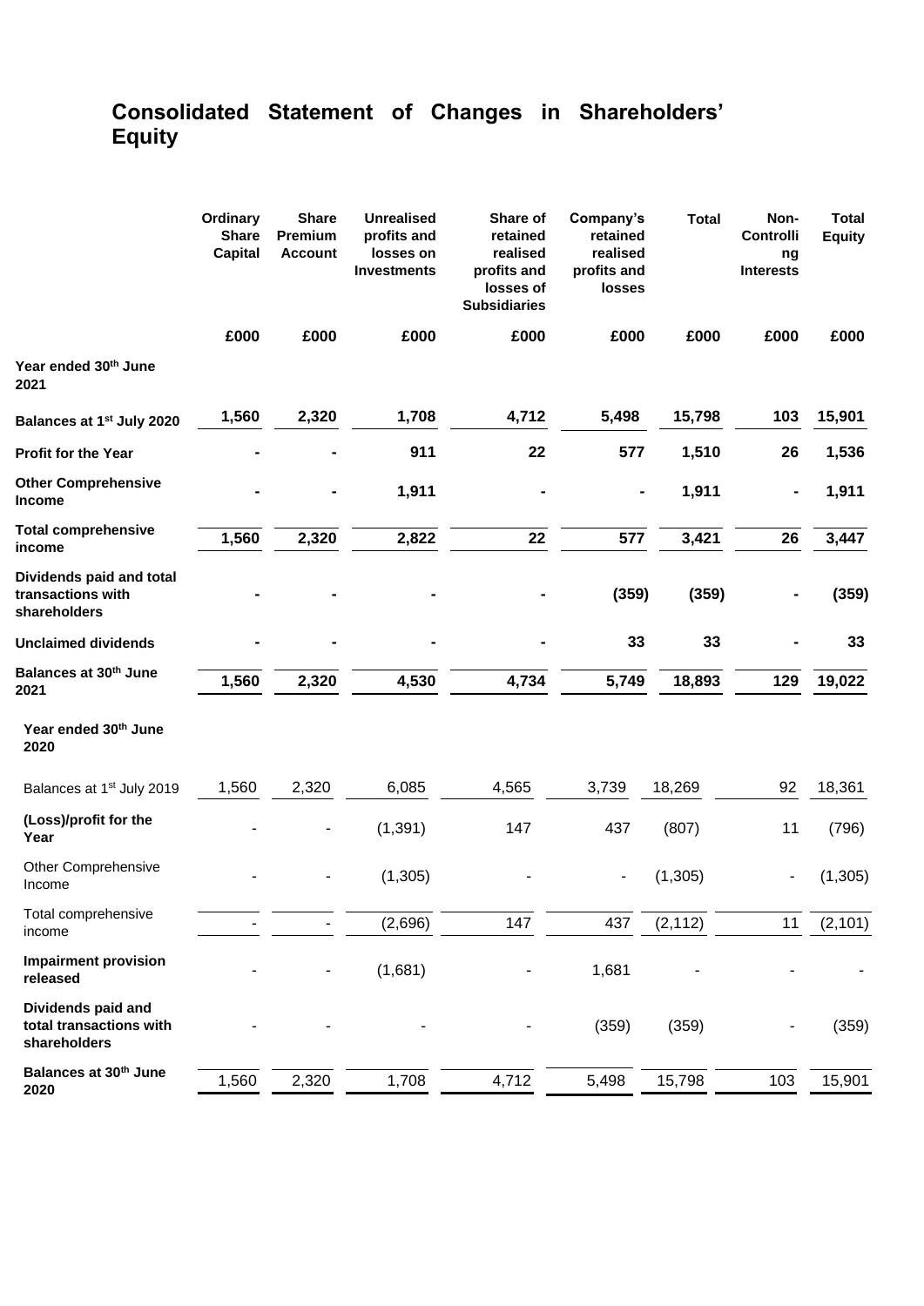# Consolidated Statement of Changes in Shareholders' Equity

| | Ordinary Share Capital | Share Premium Account | Unrealised profits and losses on Investments | Share of retained realised profits and losses of Subsidiaries | Company's retained realised profits and losses | Total | Non-Controlling Interests | Total Equity |
|---|---|---|---|---|---|---|---|---|
| | £000 | £000 | £000 | £000 | £000 | £000 | £000 | £000 |
| **Year ended 30th June 2021** | | | | | | | | |
| **Balances at 1st July 2020** | **1,560** | **2,320** | **1,708** | **4,712** | **5,498** | **15,798** | **103** | **15,901** |
| **Profit for the Year** | **-** | **-** | **911** | **22** | **577** | **1,510** | **26** | **1,536** |
| **Other Comprehensive Income** | **-** | **-** | **1,911** | **-** | **-** | **1,911** | **-** | **1,911** |
| **Total comprehensive income** | **1,560** | **2,320** | **2,822** | **22** | **577** | **3,421** | **26** | **3,447** |
| **Dividends paid and total transactions with shareholders** | **-** | **-** | **-** | **-** | **(359)** | **(359)** | **-** | **(359)** |
| **Unclaimed dividends** | **-** | **-** | **-** | **-** | **33** | **33** | **-** | **33** |
| **Balances at 30th June 2021** | **1,560** | **2,320** | **4,530** | **4,734** | **5,749** | **18,893** | **129** | **19,022** |
| **Year ended 30th June 2020** | | | | | | | | |
| Balances at 1st July 2019 | 1,560 | 2,320 | 6,085 | 4,565 | 3,739 | 18,269 | 92 | 18,361 |
| **(Loss)/profit for the Year** | - | - | (1,391) | 147 | 437 | (807) | 11 | (796) |
| Other Comprehensive Income | - | - | (1,305) | - | - | (1,305) | - | (1,305) |
| Total comprehensive income | - | - | (2,696) | 147 | 437 | (2,112) | 11 | (2,101) |
| **Impairment provision released** | - | - | (1,681) | - | 1,681 | - | - | - |
| **Dividends paid and total transactions with shareholders** | - | - | - | - | (359) | (359) | - | (359) |
| **Balances at 30th June 2020** | 1,560 | 2,320 | 1,708 | 4,712 | 5,498 | 15,798 | 103 | 15,901 |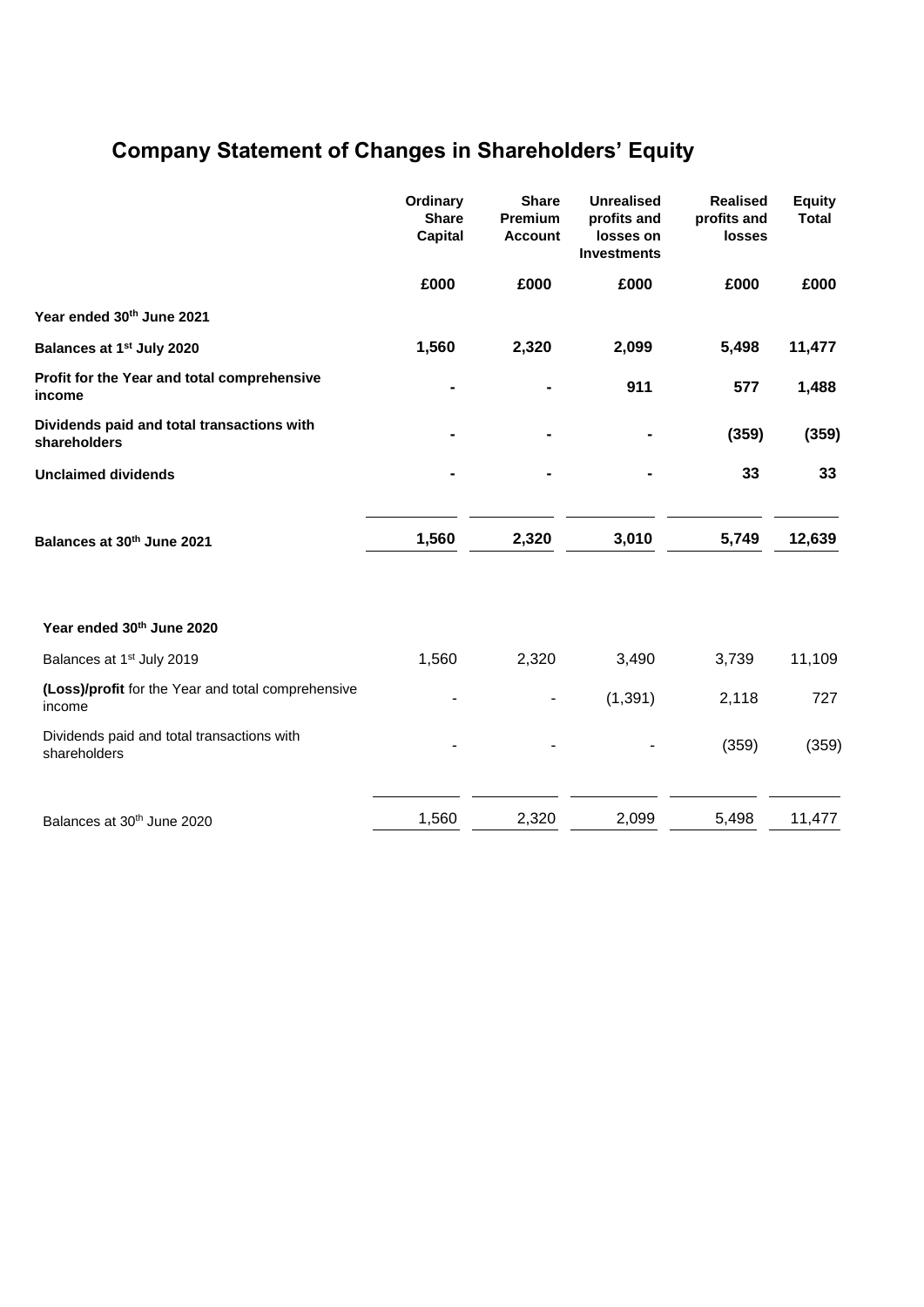# Company Statement of Changes in Shareholders' Equity

| | Ordinary Share Capital | Share Premium Account | Unrealised profits and losses on Investments | Realised profits and losses | Equity Total |
|---|---|---|---|---|---|
| | **£000** | **£000** | **£000** | **£000** | **£000** |
| **Year ended 30th June 2021** | | | | | |
| **Balances at 1st July 2020** | **1,560** | **2,320** | **2,099** | **5,498** | **11,477** |
| **Profit for the Year and total comprehensive income** | **-** | **-** | **911** | **577** | **1,488** |
| **Dividends paid and total transactions with shareholders** | **-** | **-** | **-** | **(359)** | **(359)** |
| **Unclaimed dividends** | **-** | **-** | **-** | **33** | **33** |
| **Balances at 30th June 2021** | **1,560** | **2,320** | **3,010** | **5,749** | **12,639** |
| | | | | | |
| **Year ended 30th June 2020** | | | | | |
| Balances at 1st July 2019 | 1,560 | 2,320 | 3,490 | 3,739 | 11,109 |
| **(Loss)/profit** for the Year and total comprehensive income | - | - | (1,391) | 2,118 | 727 |
| Dividends paid and total transactions with shareholders | - | - | - | (359) | (359) |
| Balances at 30th June 2020 | 1,560 | 2,320 | 2,099 | 5,498 | 11,477 |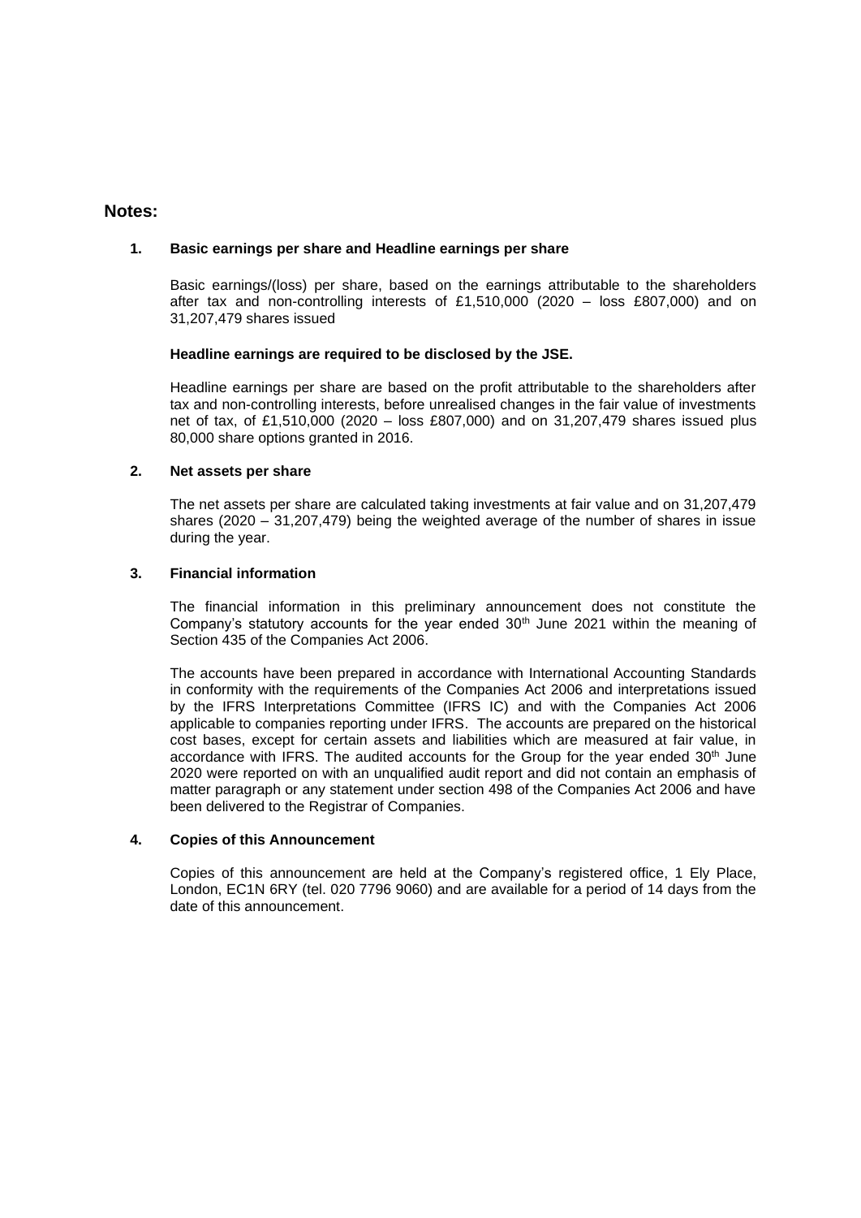## Notes:

### 1. Basic earnings per share and Headline earnings per share

Basic earnings/(loss) per share, based on the earnings attributable to the shareholders after tax and non-controlling interests of £1,510,000 (2020 – loss £807,000) and on 31,207,479 shares issued

**Headline earnings are required to be disclosed by the JSE.**

Headline earnings per share are based on the profit attributable to the shareholders after tax and non-controlling interests, before unrealised changes in the fair value of investments net of tax, of £1,510,000 (2020 – loss £807,000) and on 31,207,479 shares issued plus 80,000 share options granted in 2016.

### 2. Net assets per share

The net assets per share are calculated taking investments at fair value and on 31,207,479 shares (2020 – 31,207,479) being the weighted average of the number of shares in issue during the year.

### 3. Financial information

The financial information in this preliminary announcement does not constitute the Company's statutory accounts for the year ended 30th June 2021 within the meaning of Section 435 of the Companies Act 2006.

The accounts have been prepared in accordance with International Accounting Standards in conformity with the requirements of the Companies Act 2006 and interpretations issued by the IFRS Interpretations Committee (IFRS IC) and with the Companies Act 2006 applicable to companies reporting under IFRS. The accounts are prepared on the historical cost bases, except for certain assets and liabilities which are measured at fair value, in accordance with IFRS. The audited accounts for the Group for the year ended 30th June 2020 were reported on with an unqualified audit report and did not contain an emphasis of matter paragraph or any statement under section 498 of the Companies Act 2006 and have been delivered to the Registrar of Companies.

### 4. Copies of this Announcement

Copies of this announcement are held at the Company's registered office, 1 Ely Place, London, EC1N 6RY (tel. 020 7796 9060) and are available for a period of 14 days from the date of this announcement.